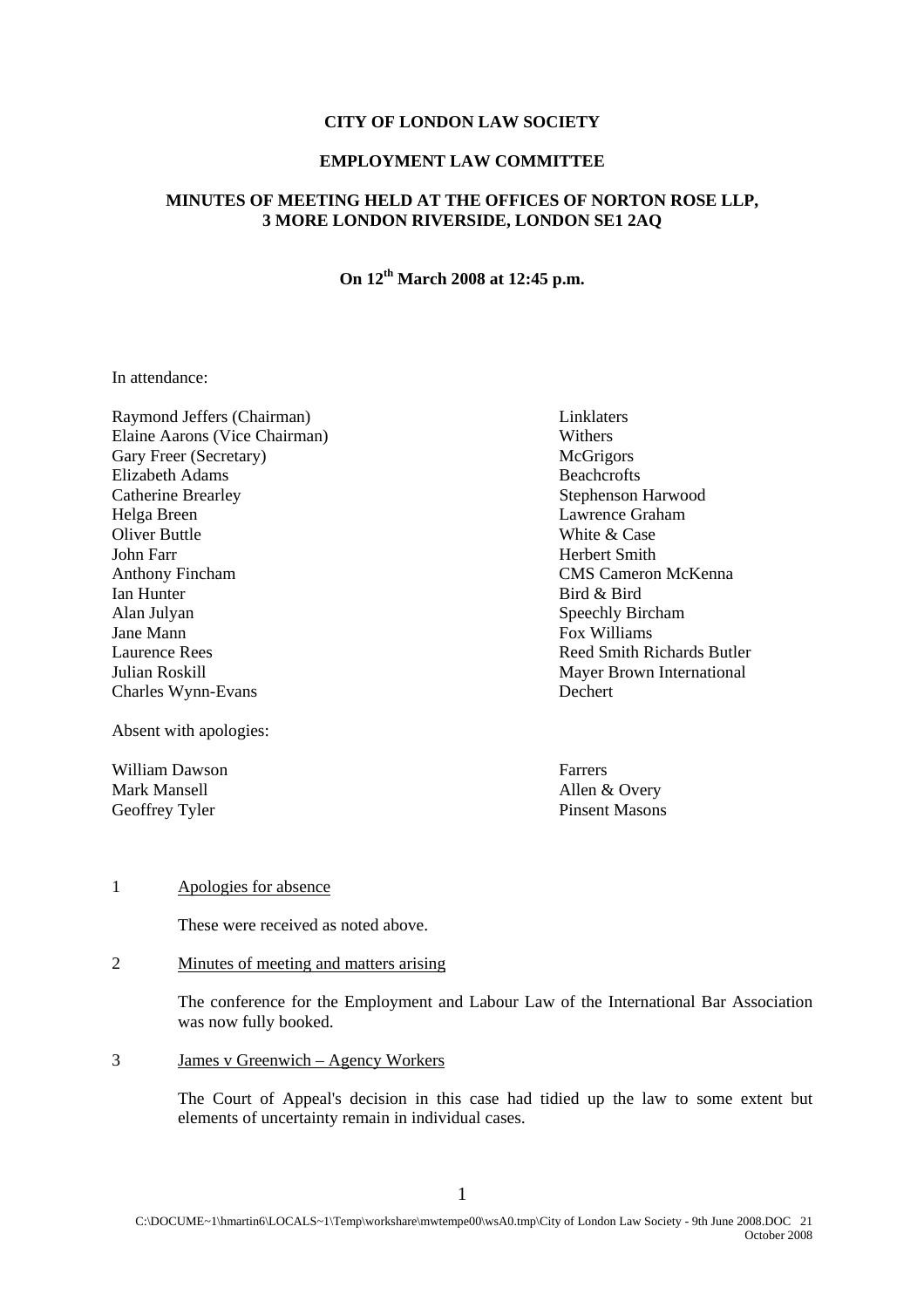**CITY OF LONDON LAW SOCIETY**

**EMPLOYMENT LAW COMMITTEE**

**MINUTES OF MEETING HELD AT THE OFFICES OF NORTON ROSE LLP, 3 MORE LONDON RIVERSIDE, LONDON SE1 2AQ**

**On 12th March 2008 at 12:45 p.m.**

In attendance:

| | |
|---|---|
| Raymond Jeffers (Chairman) | Linklaters |
| Elaine Aarons (Vice Chairman) | Withers |
| Gary Freer (Secretary) | McGrigors |
| Elizabeth Adams | Beachcrofts |
| Catherine Brearley | Stephenson Harwood |
| Helga Breen | Lawrence Graham |
| Oliver Buttle | White & Case |
| John Farr | Herbert Smith |
| Anthony Fincham | CMS Cameron McKenna |
| Ian Hunter | Bird & Bird |
| Alan Julyan | Speechly Bircham |
| Jane Mann | Fox Williams |
| Laurence Rees | Reed Smith Richards Butler |
| Julian Roskill | Mayer Brown International |
| Charles Wynn-Evans | Dechert |

Absent with apologies:

| | |
|---|---|
| William Dawson | Farrers |
| Mark Mansell | Allen & Overy |
| Geoffrey Tyler | Pinsent Masons |

1 Apologies for absence

These were received as noted above.

2 Minutes of meeting and matters arising

The conference for the Employment and Labour Law of the International Bar Association was now fully booked.

3 James v Greenwich – Agency Workers

The Court of Appeal's decision in this case had tidied up the law to some extent but elements of uncertainty remain in individual cases.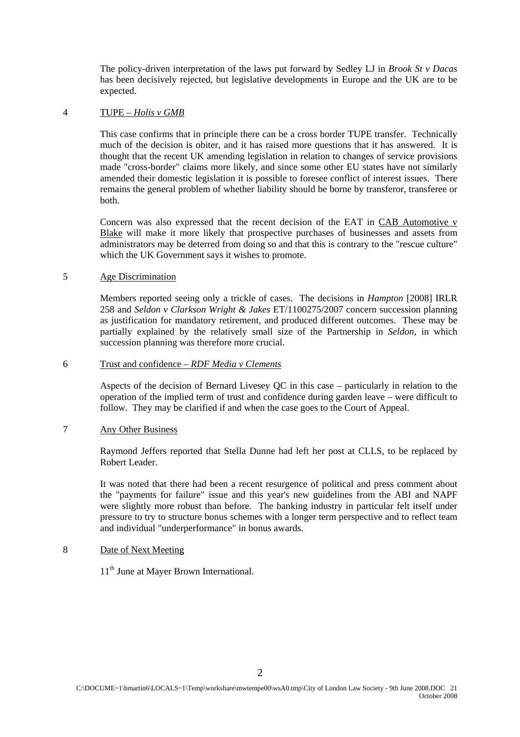The policy-driven interpretation of the laws put forward by Sedley LJ in *Brook St v Dacas* has been decisively rejected, but legislative developments in Europe and the UK are to be expected.

## 4 TUPE – *Holis v GMB*

This case confirms that in principle there can be a cross border TUPE transfer. Technically much of the decision is obiter, and it has raised more questions that it has answered. It is thought that the recent UK amending legislation in relation to changes of service provisions made "cross-border" claims more likely, and since some other EU states have not similarly amended their domestic legislation it is possible to foresee conflict of interest issues. There remains the general problem of whether liability should be borne by transferor, transferee or both.

Concern was also expressed that the recent decision of the EAT in CAB Automotive v Blake will make it more likely that prospective purchases of businesses and assets from administrators may be deterred from doing so and that this is contrary to the "rescue culture" which the UK Government says it wishes to promote.

## 5 Age Discrimination

Members reported seeing only a trickle of cases. The decisions in *Hampton* [2008] IRLR 258 and *Seldon v Clarkson Wright & Jakes* ET/1100275/2007 concern succession planning as justification for mandatory retirement, and produced different outcomes. These may be partially explained by the relatively small size of the Partnership in *Seldon*, in which succession planning was therefore more crucial.

## 6 Trust and confidence – *RDF Media v Clements*

Aspects of the decision of Bernard Livesey QC in this case – particularly in relation to the operation of the implied term of trust and confidence during garden leave – were difficult to follow. They may be clarified if and when the case goes to the Court of Appeal.

## 7 Any Other Business

Raymond Jeffers reported that Stella Dunne had left her post at CLLS, to be replaced by Robert Leader.

It was noted that there had been a recent resurgence of political and press comment about the "payments for failure" issue and this year's new guidelines from the ABI and NAPF were slightly more robust than before. The banking industry in particular felt itself under pressure to try to structure bonus schemes with a longer term perspective and to reflect team and individual "underperformance" in bonus awards.

## 8 Date of Next Meeting

11th June at Mayer Brown International.